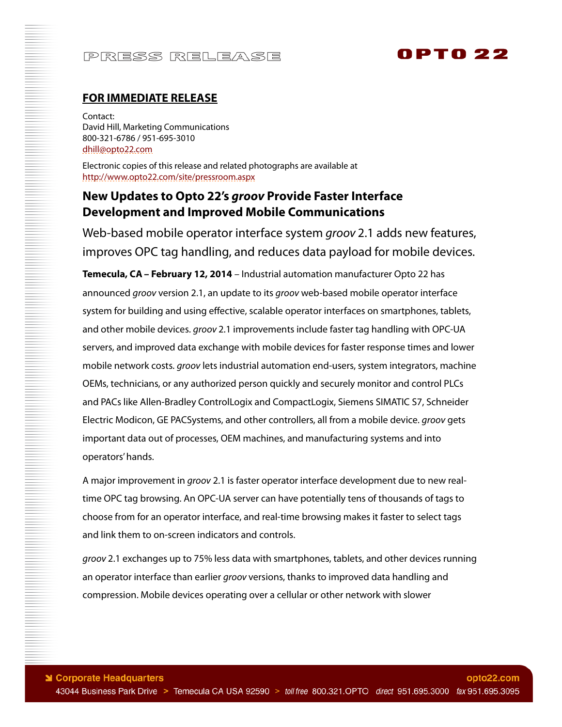PRESS RELEASE

OPTO 22

**FOR IMMEDIATE RELEASE**

Contact:
David Hill, Marketing Communications
800-321-6786 / 951-695-3010
dhill@opto22.com

Electronic copies of this release and related photographs are available at
http://www.opto22.com/site/pressroom.aspx

# New Updates to Opto 22's *groov* Provide Faster Interface Development and Improved Mobile Communications

## Web-based mobile operator interface system *groov* 2.1 adds new features, improves OPC tag handling, and reduces data payload for mobile devices.

**Temecula, CA – February 12, 2014** – Industrial automation manufacturer Opto 22 has announced *groov* version 2.1, an update to its *groov* web-based mobile operator interface system for building and using effective, scalable operator interfaces on smartphones, tablets, and other mobile devices. *groov* 2.1 improvements include faster tag handling with OPC-UA servers, and improved data exchange with mobile devices for faster response times and lower mobile network costs. *groov* lets industrial automation end-users, system integrators, machine OEMs, technicians, or any authorized person quickly and securely monitor and control PLCs and PACs like Allen-Bradley ControlLogix and CompactLogix, Siemens SIMATIC S7, Schneider Electric Modicon, GE PACSystems, and other controllers, all from a mobile device. *groov* gets important data out of processes, OEM machines, and manufacturing systems and into operators' hands.

A major improvement in *groov* 2.1 is faster operator interface development due to new real-time OPC tag browsing. An OPC-UA server can have potentially tens of thousands of tags to choose from for an operator interface, and real-time browsing makes it faster to select tags and link them to on-screen indicators and controls.

*groov* 2.1 exchanges up to 75% less data with smartphones, tablets, and other devices running an operator interface than earlier *groov* versions, thanks to improved data handling and compression. Mobile devices operating over a cellular or other network with slower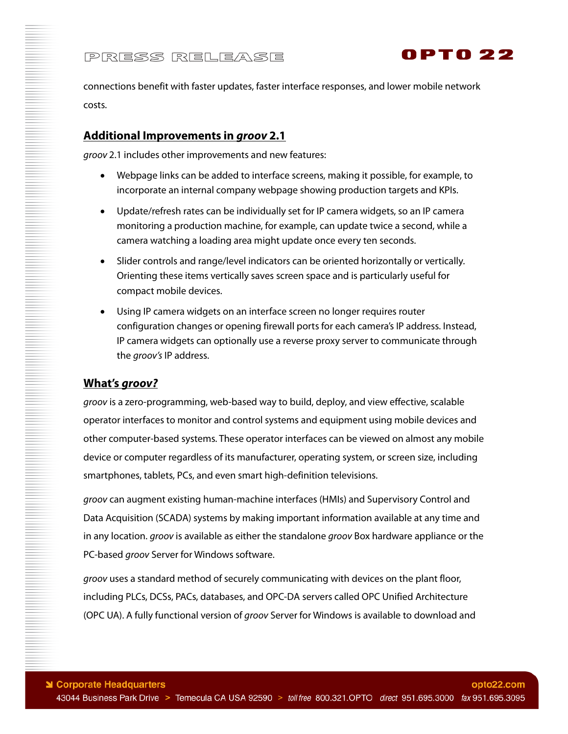connections benefit with faster updates, faster interface responses, and lower mobile network costs.

## Additional Improvements in *groov* 2.1

*groov* 2.1 includes other improvements and new features:

- Webpage links can be added to interface screens, making it possible, for example, to incorporate an internal company webpage showing production targets and KPIs.
- Update/refresh rates can be individually set for IP camera widgets, so an IP camera monitoring a production machine, for example, can update twice a second, while a camera watching a loading area might update once every ten seconds.
- Slider controls and range/level indicators can be oriented horizontally or vertically. Orienting these items vertically saves screen space and is particularly useful for compact mobile devices.
- Using IP camera widgets on an interface screen no longer requires router configuration changes or opening firewall ports for each camera's IP address. Instead, IP camera widgets can optionally use a reverse proxy server to communicate through the *groov's* IP address.

## What's *groov?*

*groov* is a zero-programming, web-based way to build, deploy, and view effective, scalable operator interfaces to monitor and control systems and equipment using mobile devices and other computer-based systems. These operator interfaces can be viewed on almost any mobile device or computer regardless of its manufacturer, operating system, or screen size, including smartphones, tablets, PCs, and even smart high-definition televisions.

*groov* can augment existing human-machine interfaces (HMIs) and Supervisory Control and Data Acquisition (SCADA) systems by making important information available at any time and in any location. *groov* is available as either the standalone *groov* Box hardware appliance or the PC-based *groov* Server for Windows software.

*groov* uses a standard method of securely communicating with devices on the plant floor, including PLCs, DCSs, PACs, databases, and OPC-DA servers called OPC Unified Architecture (OPC UA). A fully functional version of *groov* Server for Windows is available to download and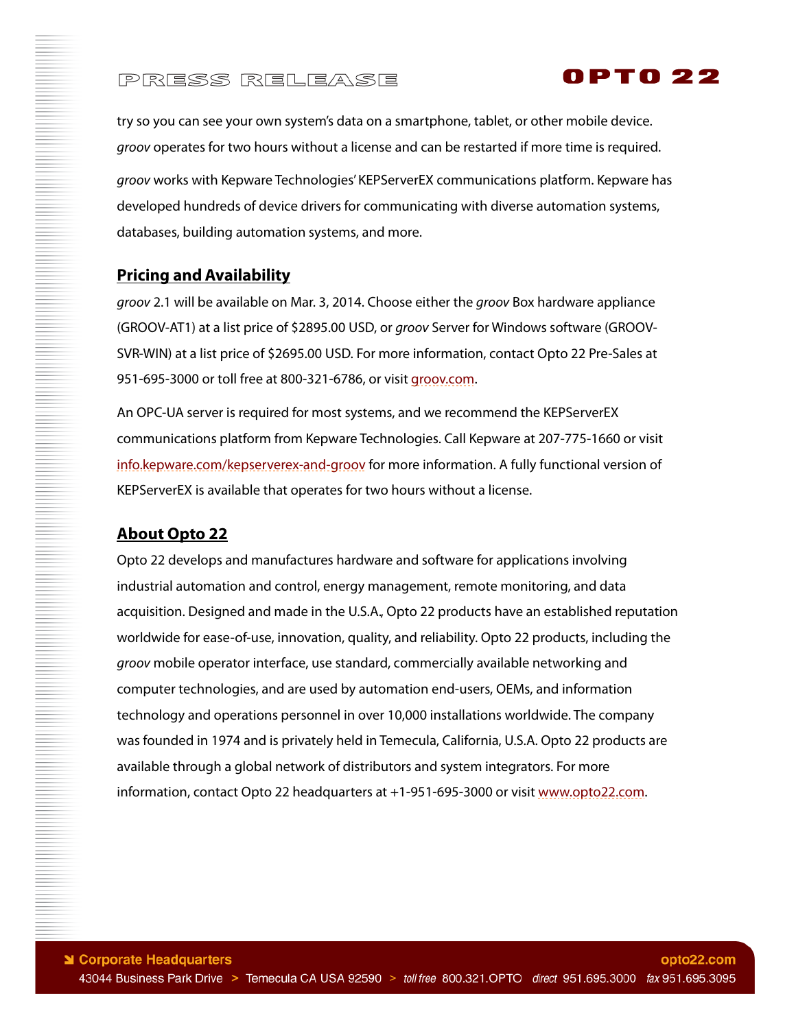try so you can see your own system's data on a smartphone, tablet, or other mobile device. *groov* operates for two hours without a license and can be restarted if more time is required.

*groov* works with Kepware Technologies' KEPServerEX communications platform. Kepware has developed hundreds of device drivers for communicating with diverse automation systems, databases, building automation systems, and more.

## Pricing and Availability

*groov* 2.1 will be available on Mar. 3, 2014. Choose either the *groov* Box hardware appliance (GROOV-AT1) at a list price of $2895.00 USD, or *groov* Server for Windows software (GROOV-SVR-WIN) at a list price of $2695.00 USD. For more information, contact Opto 22 Pre-Sales at 951-695-3000 or toll free at 800-321-6786, or visit groov.com.

An OPC-UA server is required for most systems, and we recommend the KEPServerEX communications platform from Kepware Technologies. Call Kepware at 207-775-1660 or visit info.kepware.com/kepserverex-and-groov for more information. A fully functional version of KEPServerEX is available that operates for two hours without a license.

## About Opto 22

Opto 22 develops and manufactures hardware and software for applications involving industrial automation and control, energy management, remote monitoring, and data acquisition. Designed and made in the U.S.A., Opto 22 products have an established reputation worldwide for ease-of-use, innovation, quality, and reliability. Opto 22 products, including the *groov* mobile operator interface, use standard, commercially available networking and computer technologies, and are used by automation end-users, OEMs, and information technology and operations personnel in over 10,000 installations worldwide. The company was founded in 1974 and is privately held in Temecula, California, U.S.A. Opto 22 products are available through a global network of distributors and system integrators. For more information, contact Opto 22 headquarters at +1-951-695-3000 or visit www.opto22.com.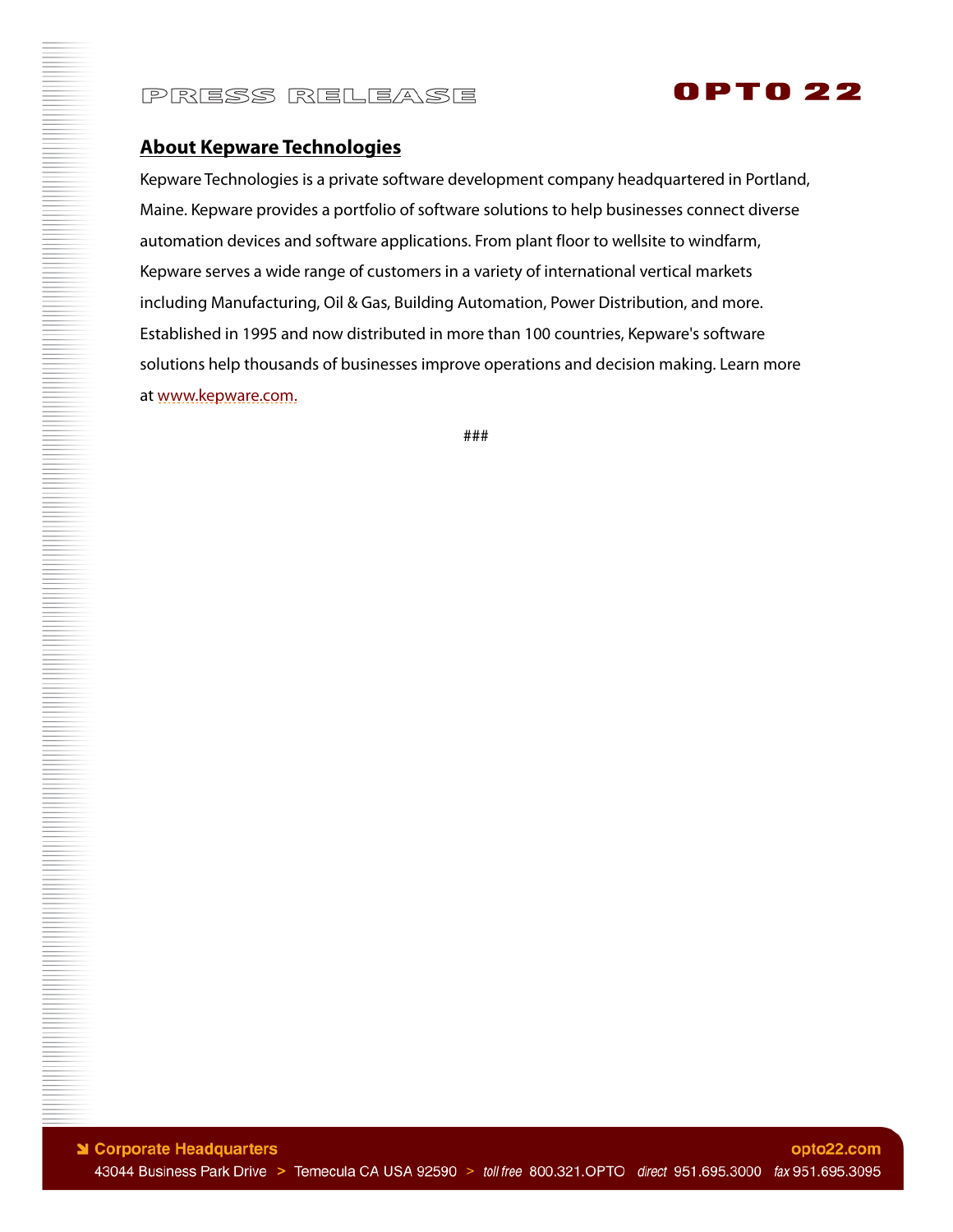## About Kepware Technologies

Kepware Technologies is a private software development company headquartered in Portland, Maine. Kepware provides a portfolio of software solutions to help businesses connect diverse automation devices and software applications. From plant floor to wellsite to windfarm, Kepware serves a wide range of customers in a variety of international vertical markets including Manufacturing, Oil & Gas, Building Automation, Power Distribution, and more. Established in 1995 and now distributed in more than 100 countries, Kepware's software solutions help thousands of businesses improve operations and decision making. Learn more at www.kepware.com.

###